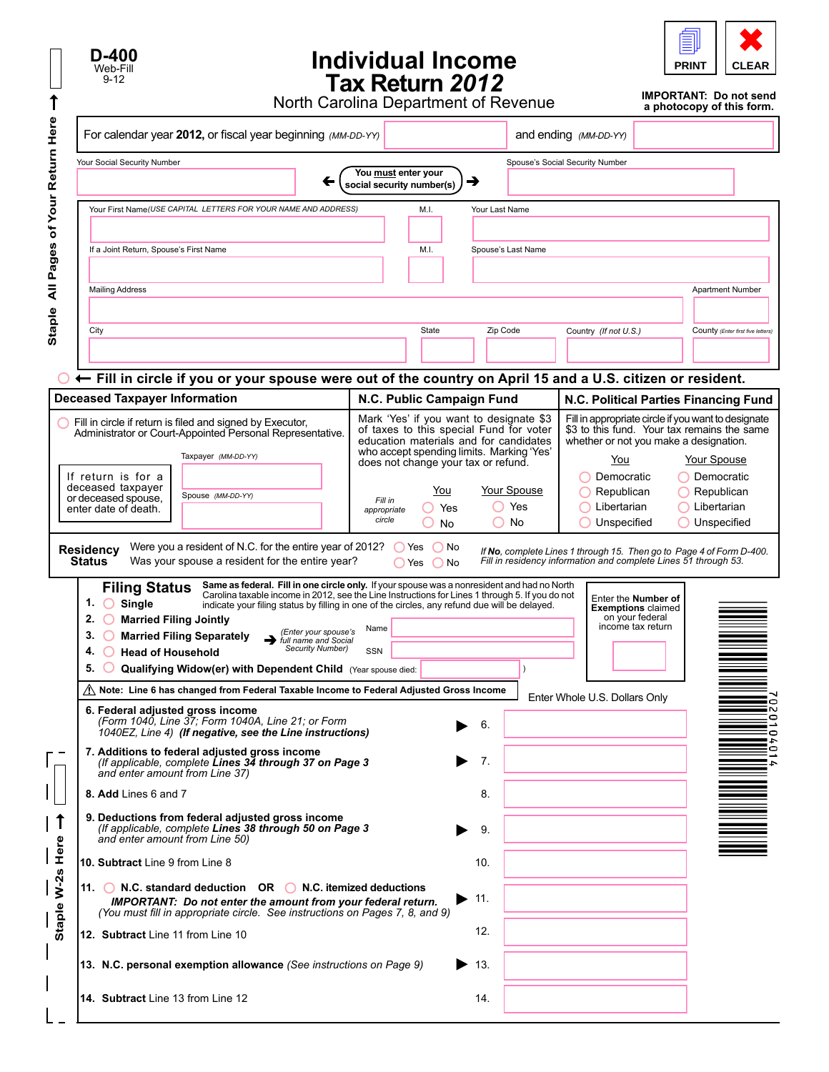D-400
Web-Fill
9-12

# Individual Income Tax Return 2012

North Carolina Department of Revenue

PRINT CLEAR

**IMPORTANT: Do not send a photocopy of this form.**

Staple All Pages of Your Return Here

For calendar year **2012**, or fiscal year beginning *(MM-DD-YY)* ______ and ending *(MM-DD-YY)* ______

Your Social Security Number ______ **You must enter your social security number(s)** Spouse's Social Security Number ______

Your First Name *(USE CAPITAL LETTERS FOR YOUR NAME AND ADDRESS)* ______ M.I. ______ Your Last Name ______

If a Joint Return, Spouse's First Name ______ M.I. ______ Spouse's Last Name ______

Mailing Address ______ Apartment Number ______

City ______ State ______ Zip Code ______ Country *(If not U.S.)* ______ County *(Enter first five letters)* ______

○ ← **Fill in circle if you or your spouse were out of the country on April 15 and a U.S. citizen or resident.**

## Deceased Taxpayer Information

○ Fill in circle if return is filed and signed by Executor, Administrator or Court-Appointed Personal Representative.

If return is for a deceased taxpayer or deceased spouse, enter date of death.
Taxpayer *(MM-DD-YY)* ______
Spouse *(MM-DD-YY)* ______

## N.C. Public Campaign Fund

Mark 'Yes' if you want to designate $3 of taxes to this special Fund for voter education materials and for candidates who accept spending limits. Marking 'Yes' does not change your tax or refund.

*Fill in appropriate circle*

| | You | Your Spouse |
|---|---|---|
| | ○ Yes | ○ Yes |
| | ○ No | ○ No |

## N.C. Political Parties Financing Fund

Fill in appropriate circle if you want to designate $3 to this fund. Your tax remains the same whether or not you make a designation.

| You | Your Spouse |
|---|---|
| ○ Democratic | ○ Democratic |
| ○ Republican | ○ Republican |
| ○ Libertarian | ○ Libertarian |
| ○ Unspecified | ○ Unspecified |

**Residency Status**
Were you a resident of N.C. for the entire year of 2012? ○ Yes ○ No
Was your spouse a resident for the entire year? ○ Yes ○ No

*If **No**, complete Lines 1 through 15. Then go to Page 4 of Form D-400. Fill in residency information and complete Lines 51 through 53.*

## Filing Status

**Same as federal. Fill in one circle only.** If your spouse was a nonresident and had no North Carolina taxable income in 2012, see the Line Instructions for Lines 1 through 5. If you do not indicate your filing status by filling in one of the circles, any refund due will be delayed.

1. ○ **Single**
2. ○ **Married Filing Jointly**
3. ○ **Married Filing Separately** → *(Enter your spouse's full name and Social Security Number)* Name ______ SSN ______
4. ○ **Head of Household**
5. ○ **Qualifying Widow(er) with Dependent Child** (Year spouse died: ______ )

Enter the **Number of Exemptions** claimed on your federal income tax return ______

⚠ **Note: Line 6 has changed from Federal Taxable Income to Federal Adjusted Gross Income**

Enter Whole U.S. Dollars Only

Staple W-2s Here

**6. Federal adjusted gross income**
*(Form 1040, Line 37; Form 1040A, Line 21; or Form 1040EZ, Line 4)* ***(If negative, see the Line instructions)*** ▶ 6. ______

**7. Additions to federal adjusted gross income**
*(If applicable, complete **Lines 34 through 37 on Page 3** and enter amount from Line 37)* ▶ 7. ______

**8. Add** Lines 6 and 7 8. ______

**9. Deductions from federal adjusted gross income**
*(If applicable, complete **Lines 38 through 50 on Page 3** and enter amount from Line 50)* ▶ 9. ______

**10. Subtract** Line 9 from Line 8 10. ______

**11.** ○ **N.C. standard deduction OR** ○ **N.C. itemized deductions**
***IMPORTANT: Do not enter the amount from your federal return.***
*(You must fill in appropriate circle. See instructions on Pages 7, 8, and 9)* ▶ 11. ______

**12. Subtract** Line 11 from Line 10 12. ______

**13. N.C. personal exemption allowance** *(See instructions on Page 9)* ▶ 13. ______

**14. Subtract** Line 13 from Line 12 14. ______

70201040I4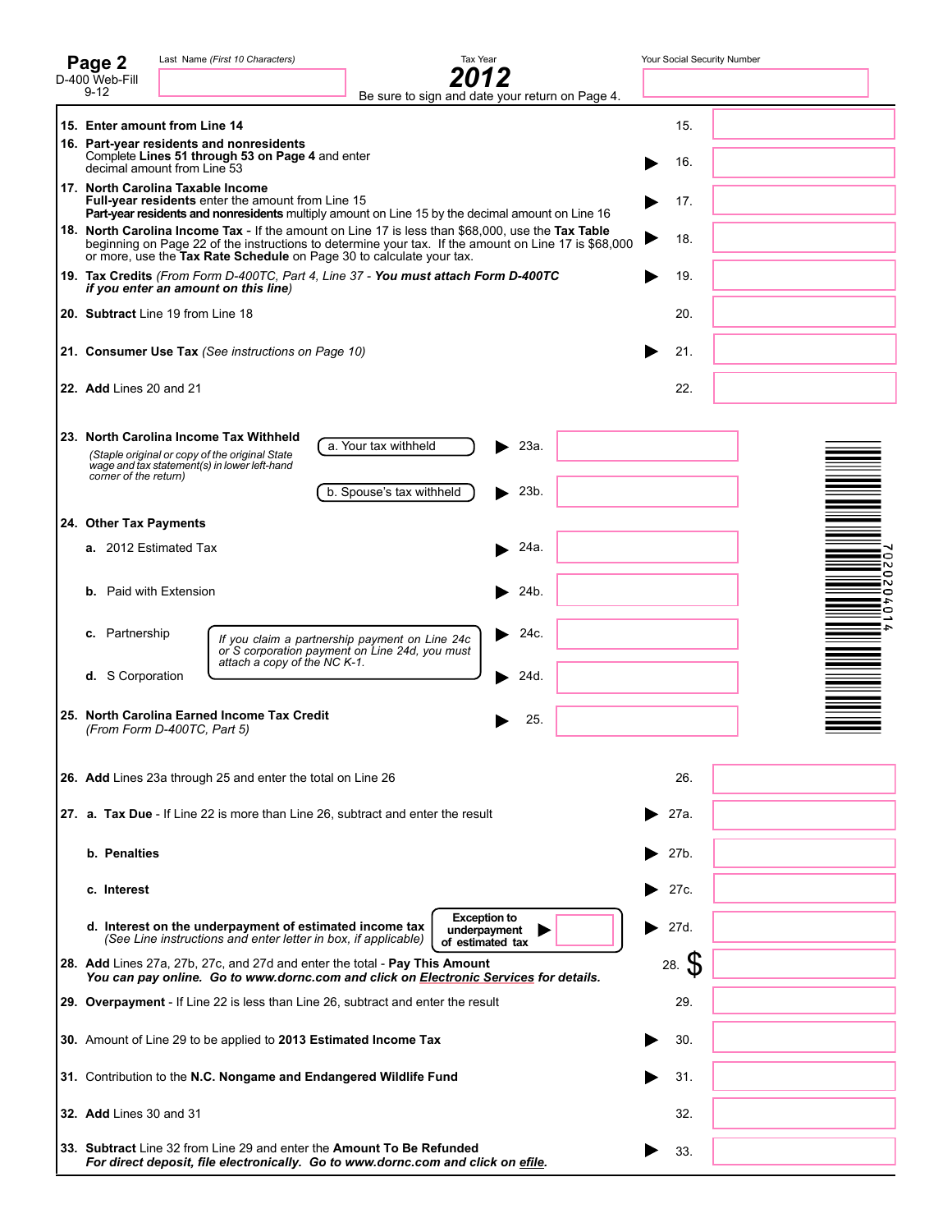**Page 2**
D-400 Web-Fill
9-12

Last Name *(First 10 Characters)*

Tax Year
**2012**
Be sure to sign and date your return on Page 4.

Your Social Security Number

**15. Enter amount from Line 14** — 15.

**16. Part-year residents and nonresidents**
Complete **Lines 51 through 53 on Page 4** and enter decimal amount from Line 53 — 16.

**17. North Carolina Taxable Income**
**Full-year residents** enter the amount from Line 15
**Part-year residents and nonresidents** multiply amount on Line 15 by the decimal amount on Line 16 — 17.

**18. North Carolina Income Tax** - If the amount on Line 17 is less than $68,000, use the **Tax Table** beginning on Page 22 of the instructions to determine your tax. If the amount on Line 17 is $68,000 or more, use the **Tax Rate Schedule** on Page 30 to calculate your tax. — 18.

**19. Tax Credits** *(From Form D-400TC, Part 4, Line 37 - **You must attach Form D-400TC if you enter an amount on this line**)* — 19.

**20. Subtract** Line 19 from Line 18 — 20.

**21. Consumer Use Tax** *(See instructions on Page 10)* — 21.

**22. Add** Lines 20 and 21 — 22.

**23. North Carolina Income Tax Withheld**
*(Staple original or copy of the original State wage and tax statement(s) in lower left-hand corner of the return)*
a. Your tax withheld — 23a.
b. Spouse's tax withheld — 23b.

**24. Other Tax Payments**
**a.** 2012 Estimated Tax — 24a.
**b.** Paid with Extension — 24b.
**c.** Partnership — 24c.
**d.** S Corporation — 24d.
*If you claim a partnership payment on Line 24c or S corporation payment on Line 24d, you must attach a copy of the NC K-1.*

**25. North Carolina Earned Income Tax Credit**
*(From Form D-400TC, Part 5)* — 25.

7020204014

**26. Add** Lines 23a through 25 and enter the total on Line 26 — 26.

**27. a. Tax Due** - If Line 22 is more than Line 26, subtract and enter the result — 27a.

**b. Penalties** — 27b.

**c. Interest** — 27c.

**d. Interest on the underpayment of estimated income tax**
*(See Line instructions and enter letter in box, if applicable)* **Exception to underpayment of estimated tax** — 27d.

**28. Add** Lines 27a, 27b, 27c, and 27d and enter the total - **Pay This Amount**
***You can pay online. Go to www.dornc.com and click on Electronic Services for details.*** — 28. $

**29. Overpayment** - If Line 22 is less than Line 26, subtract and enter the result — 29.

**30.** Amount of Line 29 to be applied to **2013 Estimated Income Tax** — 30.

**31.** Contribution to the **N.C. Nongame and Endangered Wildlife Fund** — 31.

**32. Add** Lines 30 and 31 — 32.

**33. Subtract** Line 32 from Line 29 and enter the **Amount To Be Refunded**
***For direct deposit, file electronically. Go to www.dornc.com and click on efile.*** — 33.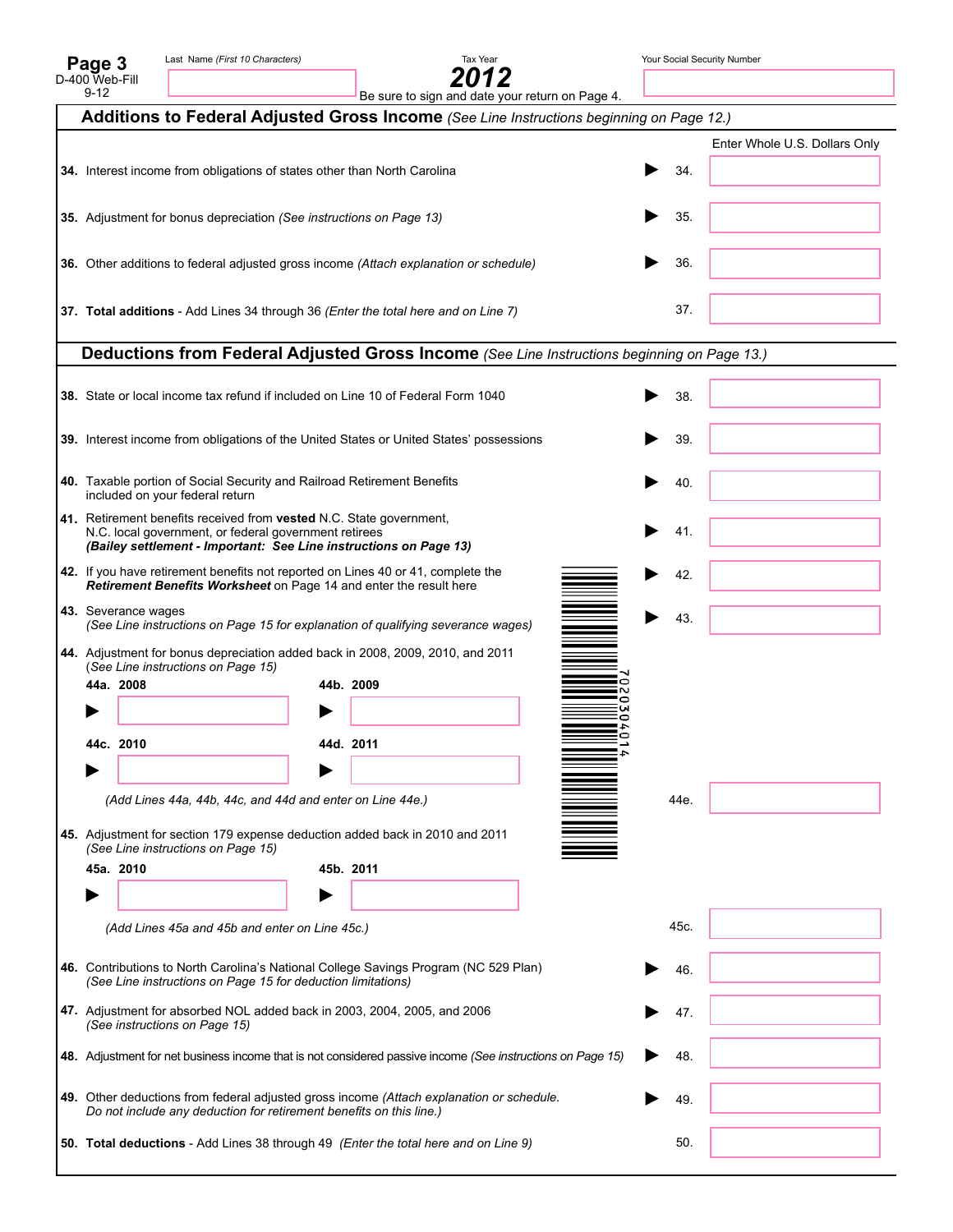Page 3
D-400 Web-Fill
9-12

Last Name *(First 10 Characters)*

Tax Year
**2012**
Be sure to sign and date your return on Page 4.

Your Social Security Number

## Additions to Federal Adjusted Gross Income *(See Line Instructions beginning on Page 12.)*

Enter Whole U.S. Dollars Only

**34.** Interest income from obligations of states other than North Carolina ▶ 34.

**35.** Adjustment for bonus depreciation *(See instructions on Page 13)* ▶ 35.

**36.** Other additions to federal adjusted gross income *(Attach explanation or schedule)* ▶ 36.

**37. Total additions** - Add Lines 34 through 36 *(Enter the total here and on Line 7)* 37.

## Deductions from Federal Adjusted Gross Income *(See Line Instructions beginning on Page 13.)*

**38.** State or local income tax refund if included on Line 10 of Federal Form 1040 ▶ 38.

**39.** Interest income from obligations of the United States or United States' possessions ▶ 39.

**40.** Taxable portion of Social Security and Railroad Retirement Benefits included on your federal return ▶ 40.

**41.** Retirement benefits received from **vested** N.C. State government, N.C. local government, or federal government retirees ***(Bailey settlement - Important: See Line instructions on Page 13)*** ▶ 41.

**42.** If you have retirement benefits not reported on Lines 40 or 41, complete the ***Retirement Benefits Worksheet*** on Page 14 and enter the result here ▶ 42.

**43.** Severance wages *(See Line instructions on Page 15 for explanation of qualifying severance wages)* ▶ 43.

**44.** Adjustment for bonus depreciation added back in 2008, 2009, 2010, and 2011 *(See Line instructions on Page 15)*

**44a. 2008** ▶ **44b. 2009** ▶

**44c. 2010** ▶ **44d. 2011** ▶

*(Add Lines 44a, 44b, 44c, and 44d and enter on Line 44e.)* 44e.

**45.** Adjustment for section 179 expense deduction added back in 2010 and 2011 *(See Line instructions on Page 15)*

**45a. 2010** ▶ **45b. 2011** ▶

*(Add Lines 45a and 45b and enter on Line 45c.)* 45c.

**46.** Contributions to North Carolina's National College Savings Program (NC 529 Plan) *(See Line instructions on Page 15 for deduction limitations)* ▶ 46.

**47.** Adjustment for absorbed NOL added back in 2003, 2004, 2005, and 2006 *(See instructions on Page 15)* ▶ 47.

**48.** Adjustment for net business income that is not considered passive income *(See instructions on Page 15)* ▶ 48.

**49.** Other deductions from federal adjusted gross income *(Attach explanation or schedule. Do not include any deduction for retirement benefits on this line.)* ▶ 49.

**50. Total deductions** - Add Lines 38 through 49 *(Enter the total here and on Line 9)* 50.

702030401 4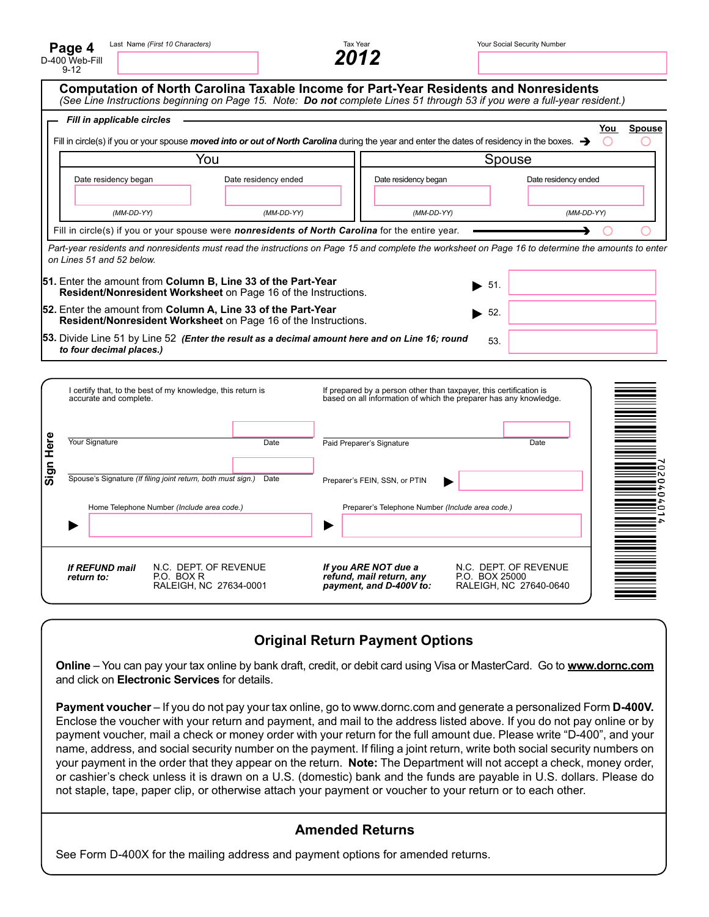**Page 4**
D-400 Web-Fill
9-12

Last Name *(First 10 Characters)*

Tax Year
**2012**

Your Social Security Number

## Computation of North Carolina Taxable Income for Part-Year Residents and Nonresidents

*(See Line Instructions beginning on Page 15. Note: **Do not** complete Lines 51 through 53 if you were a full-year resident.)*

***Fill in applicable circles***

Fill in circle(s) if you or your spouse ***moved into or out of North Carolina*** during the year and enter the dates of residency in the boxes. → You ○ Spouse ○

| You | | Spouse | |
|---|---|---|---|
| Date residency began | Date residency ended | Date residency began | Date residency ended |
| (MM-DD-YY) | (MM-DD-YY) | (MM-DD-YY) | (MM-DD-YY) |

Fill in circle(s) if you or your spouse were ***nonresidents of North Carolina*** for the entire year. → ○ ○

*Part-year residents and nonresidents must read the instructions on Page 15 and complete the worksheet on Page 16 to determine the amounts to enter on Lines 51 and 52 below.*

**51.** Enter the amount from **Column B, Line 33 of the Part-Year Resident/Nonresident Worksheet** on Page 16 of the Instructions. ▶ 51.

**52.** Enter the amount from **Column A, Line 33 of the Part-Year Resident/Nonresident Worksheet** on Page 16 of the Instructions. ▶ 52.

**53.** Divide Line 51 by Line 52 ***(Enter the result as a decimal amount here and on Line 16; round to four decimal places.)*** 53.

**Sign Here**

I certify that, to the best of my knowledge, this return is accurate and complete.

Your Signature Date

Spouse's Signature *(If filing joint return, both must sign.)* Date

Home Telephone Number *(Include area code.)* ▶

If prepared by a person other than taxpayer, this certification is based on all information of which the preparer has any knowledge.

Paid Preparer's Signature Date

Preparer's FEIN, SSN, or PTIN ▶

Preparer's Telephone Number *(Include area code.)* ▶

***If REFUND mail return to:*** N.C. DEPT. OF REVENUE
P.O. BOX R
RALEIGH, NC 27634-0001

***If you ARE NOT due a refund, mail return, any payment, and D-400V to:*** N.C. DEPT. OF REVENUE
P.O. BOX 25000
RALEIGH, NC 27640-0640

70204014

## Original Return Payment Options

**Online** – You can pay your tax online by bank draft, credit, or debit card using Visa or MasterCard. Go to **www.dornc.com** and click on **Electronic Services** for details.

**Payment voucher** – If you do not pay your tax online, go to www.dornc.com and generate a personalized Form **D-400V.** Enclose the voucher with your return and payment, and mail to the address listed above. If you do not pay online or by payment voucher, mail a check or money order with your return for the full amount due. Please write "D-400", and your name, address, and social security number on the payment. If filing a joint return, write both social security numbers on your payment in the order that they appear on the return. **Note:** The Department will not accept a check, money order, or cashier's check unless it is drawn on a U.S. (domestic) bank and the funds are payable in U.S. dollars. Please do not staple, tape, paper clip, or otherwise attach your payment or voucher to your return or to each other.

## Amended Returns

See Form D-400X for the mailing address and payment options for amended returns.